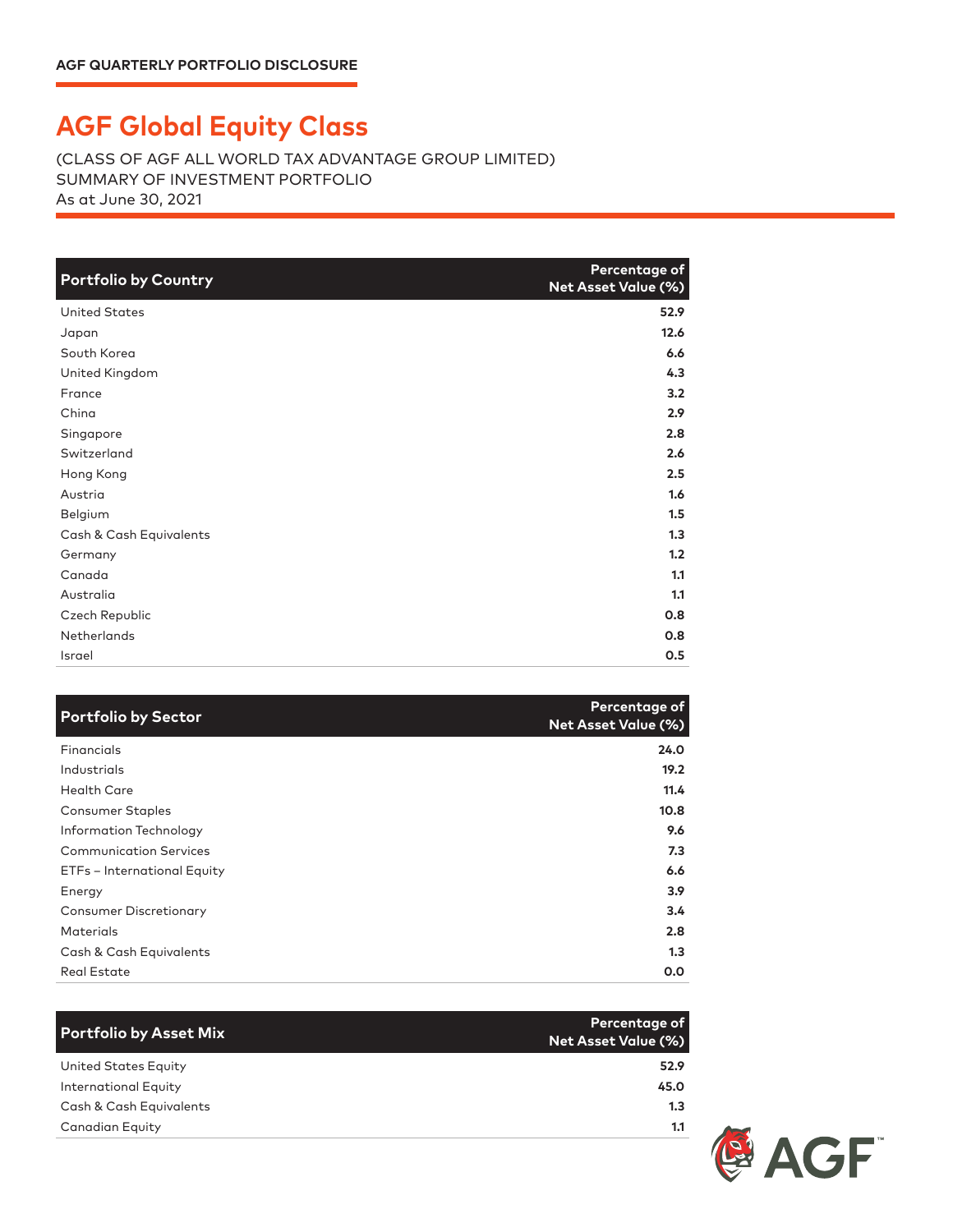AGF QUARTERLY PORTFOLIO DISCLOSURE

# AGF Global Equity Class

(CLASS OF AGF ALL WORLD TAX ADVANTAGE GROUP LIMITED)
SUMMARY OF INVESTMENT PORTFOLIO
As at June 30, 2021

| Portfolio by Country | Percentage of Net Asset Value (%) |
|---|---|
| United States | 52.9 |
| Japan | 12.6 |
| South Korea | 6.6 |
| United Kingdom | 4.3 |
| France | 3.2 |
| China | 2.9 |
| Singapore | 2.8 |
| Switzerland | 2.6 |
| Hong Kong | 2.5 |
| Austria | 1.6 |
| Belgium | 1.5 |
| Cash & Cash Equivalents | 1.3 |
| Germany | 1.2 |
| Canada | 1.1 |
| Australia | 1.1 |
| Czech Republic | 0.8 |
| Netherlands | 0.8 |
| Israel | 0.5 |

| Portfolio by Sector | Percentage of Net Asset Value (%) |
|---|---|
| Financials | 24.0 |
| Industrials | 19.2 |
| Health Care | 11.4 |
| Consumer Staples | 10.8 |
| Information Technology | 9.6 |
| Communication Services | 7.3 |
| ETFs – International Equity | 6.6 |
| Energy | 3.9 |
| Consumer Discretionary | 3.4 |
| Materials | 2.8 |
| Cash & Cash Equivalents | 1.3 |
| Real Estate | 0.0 |

| Portfolio by Asset Mix | Percentage of Net Asset Value (%) |
|---|---|
| United States Equity | 52.9 |
| International Equity | 45.0 |
| Cash & Cash Equivalents | 1.3 |
| Canadian Equity | 1.1 |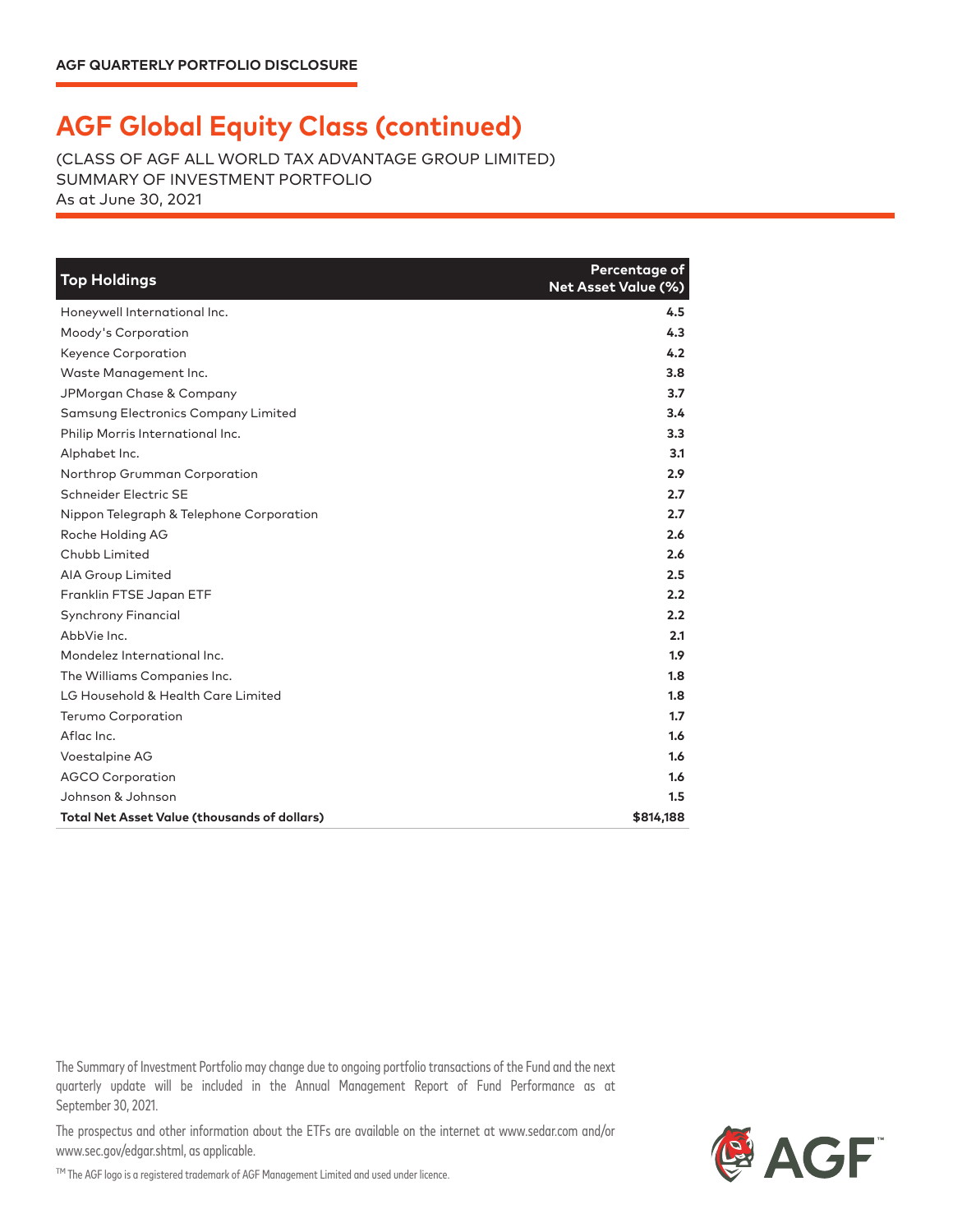AGF QUARTERLY PORTFOLIO DISCLOSURE

# AGF Global Equity Class (continued)

(CLASS OF AGF ALL WORLD TAX ADVANTAGE GROUP LIMITED)
SUMMARY OF INVESTMENT PORTFOLIO
As at June 30, 2021

| Top Holdings | Percentage of Net Asset Value (%) |
|---|---|
| Honeywell International Inc. | **4.5** |
| Moody's Corporation | **4.3** |
| Keyence Corporation | **4.2** |
| Waste Management Inc. | **3.8** |
| JPMorgan Chase & Company | **3.7** |
| Samsung Electronics Company Limited | **3.4** |
| Philip Morris International Inc. | **3.3** |
| Alphabet Inc. | **3.1** |
| Northrop Grumman Corporation | **2.9** |
| Schneider Electric SE | **2.7** |
| Nippon Telegraph & Telephone Corporation | **2.7** |
| Roche Holding AG | **2.6** |
| Chubb Limited | **2.6** |
| AIA Group Limited | **2.5** |
| Franklin FTSE Japan ETF | **2.2** |
| Synchrony Financial | **2.2** |
| AbbVie Inc. | **2.1** |
| Mondelez International Inc. | **1.9** |
| The Williams Companies Inc. | **1.8** |
| LG Household & Health Care Limited | **1.8** |
| Terumo Corporation | **1.7** |
| Aflac Inc. | **1.6** |
| Voestalpine AG | **1.6** |
| AGCO Corporation | **1.6** |
| Johnson & Johnson | **1.5** |
| **Total Net Asset Value (thousands of dollars)** | **$814,188** |

The Summary of Investment Portfolio may change due to ongoing portfolio transactions of the Fund and the next quarterly update will be included in the Annual Management Report of Fund Performance as at September 30, 2021.

The prospectus and other information about the ETFs are available on the internet at www.sedar.com and/or www.sec.gov/edgar.shtml, as applicable.

TM The AGF logo is a registered trademark of AGF Management Limited and used under licence.